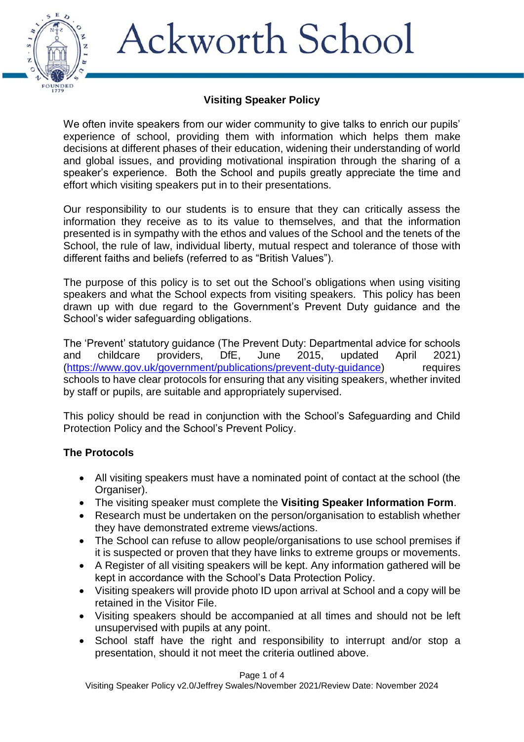# Ackworth School

## Visiting Speaker Policy

We often invite speakers from our wider community to give talks to enrich our pupils' experience of school, providing them with information which helps them make decisions at different phases of their education, widening their understanding of world and global issues, and providing motivational inspiration through the sharing of a speaker's experience. Both the School and pupils greatly appreciate the time and effort which visiting speakers put in to their presentations.

Our responsibility to our students is to ensure that they can critically assess the information they receive as to its value to themselves, and that the information presented is in sympathy with the ethos and values of the School and the tenets of the School, the rule of law, individual liberty, mutual respect and tolerance of those with different faiths and beliefs (referred to as "British Values").

The purpose of this policy is to set out the School's obligations when using visiting speakers and what the School expects from visiting speakers. This policy has been drawn up with due regard to the Government's Prevent Duty guidance and the School's wider safeguarding obligations.

The 'Prevent' statutory guidance (The Prevent Duty: Departmental advice for schools and childcare providers, DfE, June 2015, updated April 2021) (https://www.gov.uk/government/publications/prevent-duty-guidance) requires schools to have clear protocols for ensuring that any visiting speakers, whether invited by staff or pupils, are suitable and appropriately supervised.

This policy should be read in conjunction with the School's Safeguarding and Child Protection Policy and the School's Prevent Policy.

### The Protocols

- All visiting speakers must have a nominated point of contact at the school (the Organiser).
- The visiting speaker must complete the **Visiting Speaker Information Form**.
- Research must be undertaken on the person/organisation to establish whether they have demonstrated extreme views/actions.
- The School can refuse to allow people/organisations to use school premises if it is suspected or proven that they have links to extreme groups or movements.
- A Register of all visiting speakers will be kept. Any information gathered will be kept in accordance with the School's Data Protection Policy.
- Visiting speakers will provide photo ID upon arrival at School and a copy will be retained in the Visitor File.
- Visiting speakers should be accompanied at all times and should not be left unsupervised with pupils at any point.
- School staff have the right and responsibility to interrupt and/or stop a presentation, should it not meet the criteria outlined above.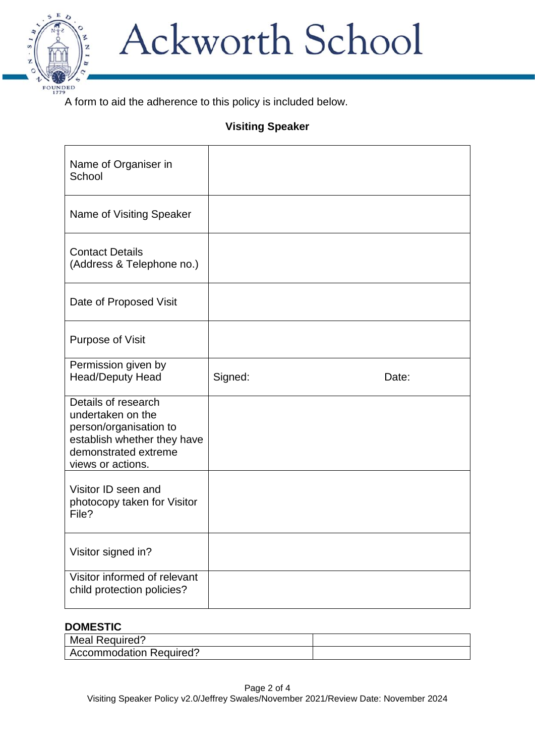A form to aid the adherence to this policy is included below.

**Visiting Speaker**

| Name of Organiser in School | |
|---|---|
| Name of Visiting Speaker | |
| Contact Details (Address & Telephone no.) | |
| Date of Proposed Visit | |
| Purpose of Visit | |
| Permission given by Head/Deputy Head | Signed: Date: |
| Details of research undertaken on the person/organisation to establish whether they have demonstrated extreme views or actions. | |
| Visitor ID seen and photocopy taken for Visitor File? | |
| Visitor signed in? | |
| Visitor informed of relevant child protection policies? | |

**DOMESTIC**

| Meal Required? | |
|---|---|
| Accommodation Required? | |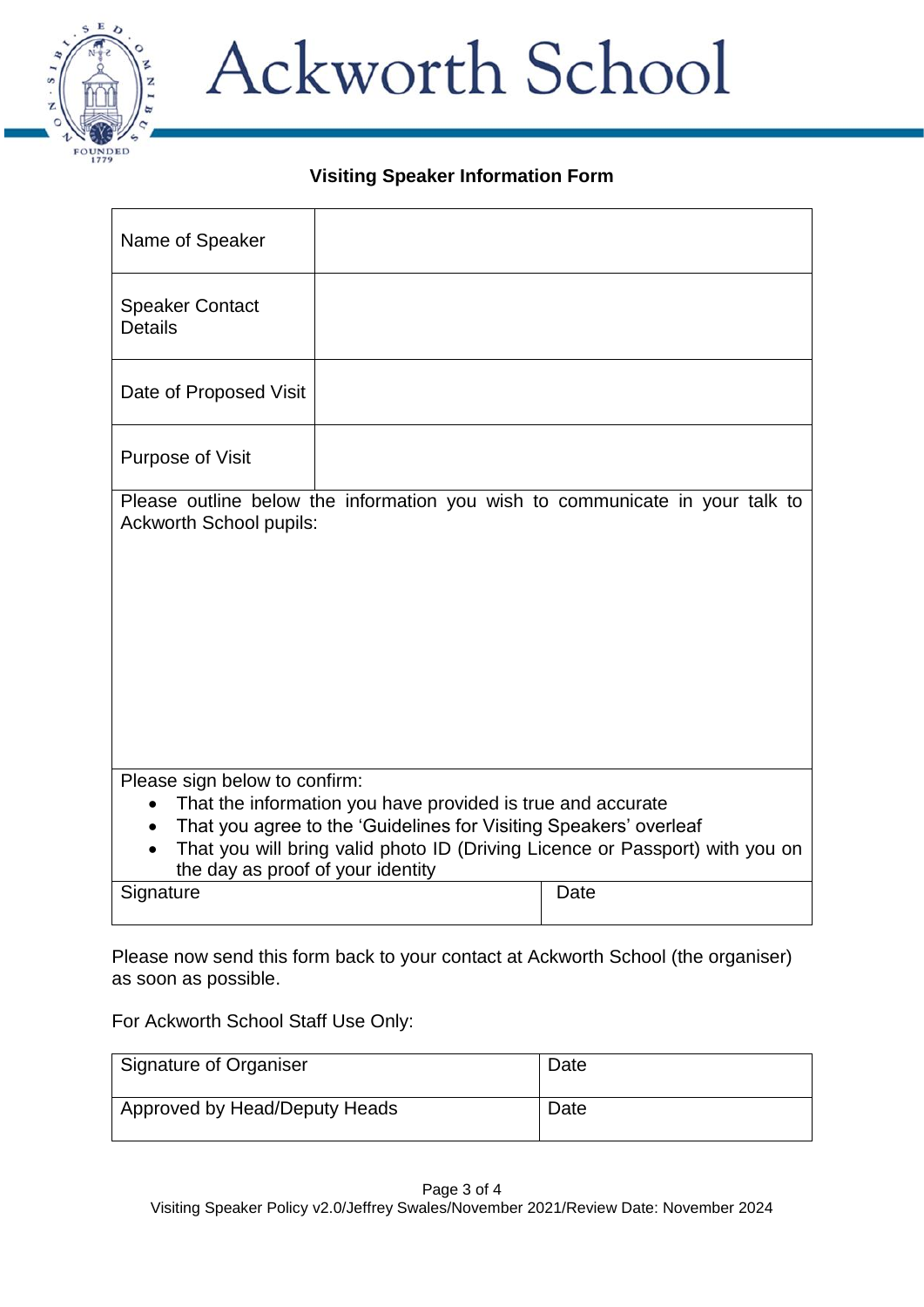# Ackworth School

## Visiting Speaker Information Form

| Name of Speaker | |
|---|---|
| Speaker Contact Details | |
| Date of Proposed Visit | |
| Purpose of Visit | |

Please outline below the information you wish to communicate in your talk to Ackworth School pupils:

Please sign below to confirm:

- That the information you have provided is true and accurate
- That you agree to the 'Guidelines for Visiting Speakers' overleaf
- That you will bring valid photo ID (Driving Licence or Passport) with you on the day as proof of your identity

| Signature | Date |
|---|---|

Please now send this form back to your contact at Ackworth School (the organiser) as soon as possible.

For Ackworth School Staff Use Only:

| Signature of Organiser | Date |
|---|---|
| Approved by Head/Deputy Heads | Date |

Visiting Speaker Policy v2.0/Jeffrey Swales/November 2021/Review Date: November 2024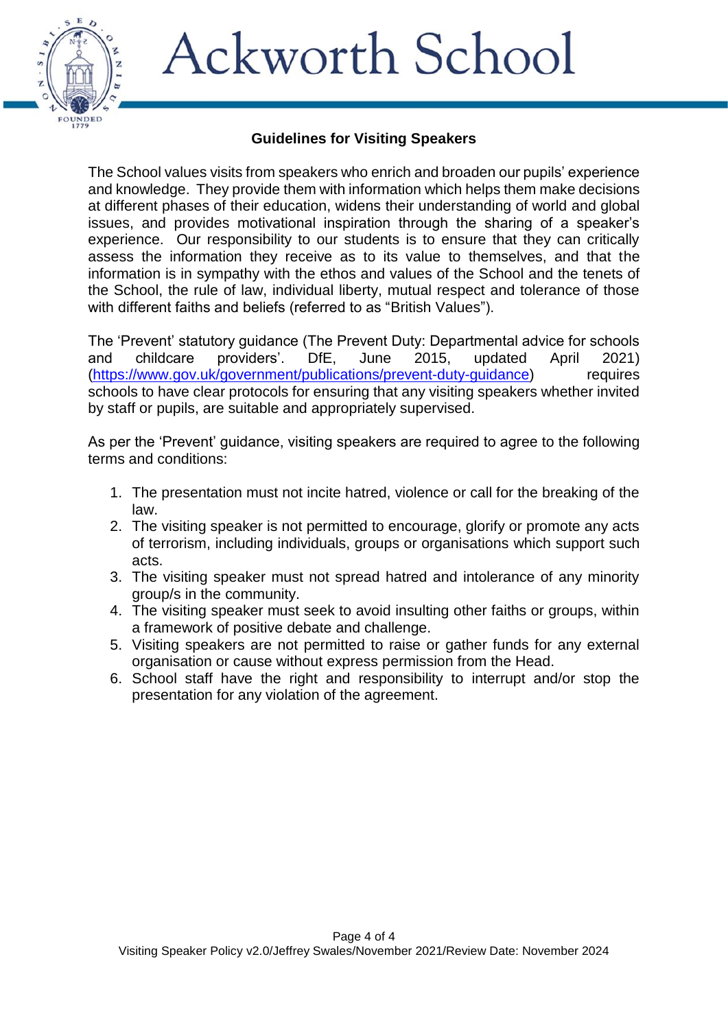# Ackworth School

## Guidelines for Visiting Speakers

The School values visits from speakers who enrich and broaden our pupils' experience and knowledge. They provide them with information which helps them make decisions at different phases of their education, widens their understanding of world and global issues, and provides motivational inspiration through the sharing of a speaker's experience. Our responsibility to our students is to ensure that they can critically assess the information they receive as to its value to themselves, and that the information is in sympathy with the ethos and values of the School and the tenets of the School, the rule of law, individual liberty, mutual respect and tolerance of those with different faiths and beliefs (referred to as "British Values").

The 'Prevent' statutory guidance (The Prevent Duty: Departmental advice for schools and childcare providers'. DfE, June 2015, updated April 2021) ([https://www.gov.uk/government/publications/prevent-duty-guidance](https://www.gov.uk/government/publications/prevent-duty-guidance)) requires schools to have clear protocols for ensuring that any visiting speakers whether invited by staff or pupils, are suitable and appropriately supervised.

As per the 'Prevent' guidance, visiting speakers are required to agree to the following terms and conditions:

1. The presentation must not incite hatred, violence or call for the breaking of the law.
2. The visiting speaker is not permitted to encourage, glorify or promote any acts of terrorism, including individuals, groups or organisations which support such acts.
3. The visiting speaker must not spread hatred and intolerance of any minority group/s in the community.
4. The visiting speaker must seek to avoid insulting other faiths or groups, within a framework of positive debate and challenge.
5. Visiting speakers are not permitted to raise or gather funds for any external organisation or cause without express permission from the Head.
6. School staff have the right and responsibility to interrupt and/or stop the presentation for any violation of the agreement.